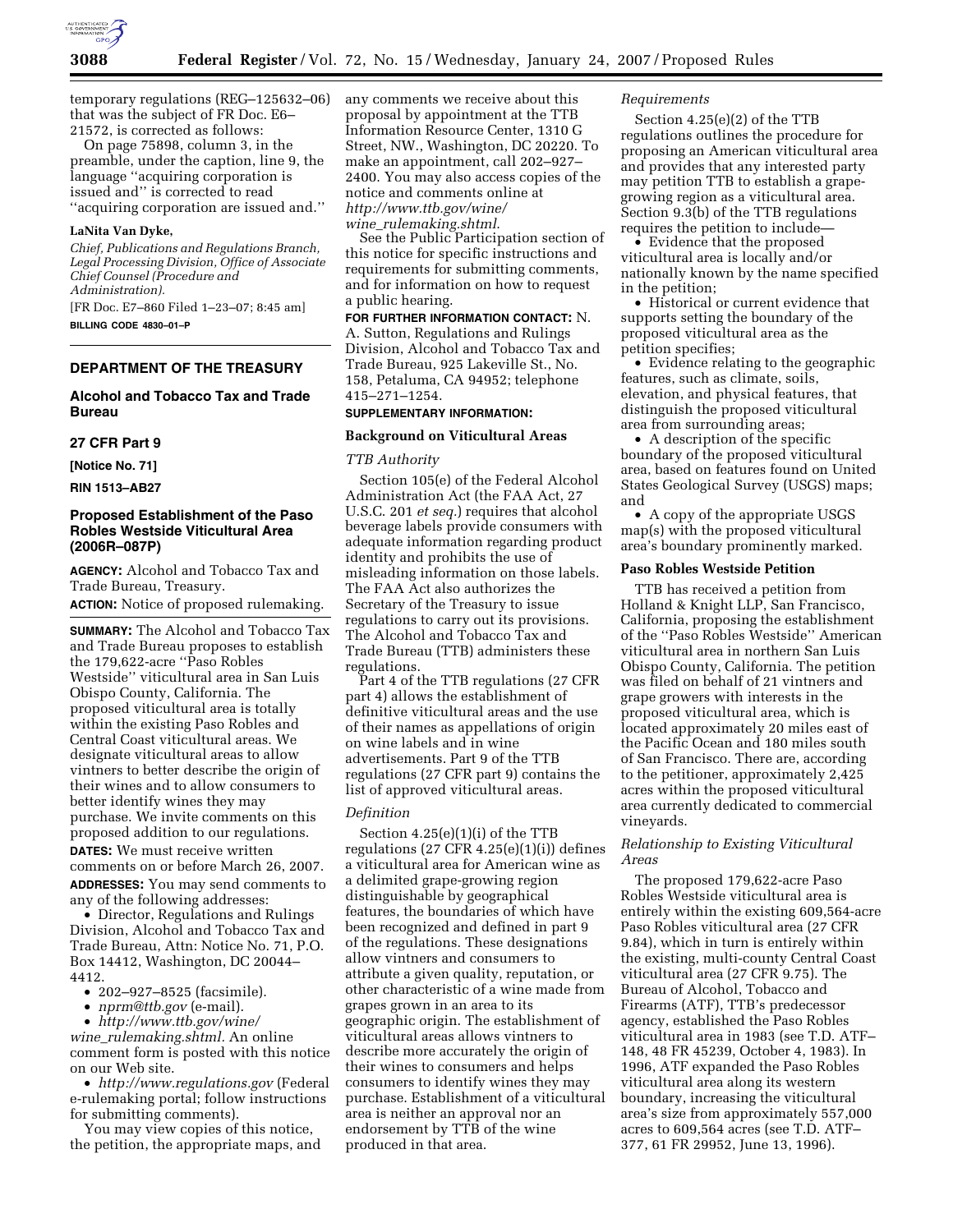temporary regulations (REG–125632–06) that was the subject of FR Doc. E6–21572, is corrected as follows:

On page 75898, column 3, in the preamble, under the caption, line 9, the language ''acquiring corporation is issued and'' is corrected to read ''acquiring corporation are issued and.''

**LaNita Van Dyke,**

*Chief, Publications and Regulations Branch, Legal Processing Division, Office of Associate Chief Counsel (Procedure and Administration).*

[FR Doc. E7–860 Filed 1–23–07; 8:45 am]

**BILLING CODE 4830–01–P**

## DEPARTMENT OF THE TREASURY

### Alcohol and Tobacco Tax and Trade Bureau

### 27 CFR Part 9

**[Notice No. 71]**

**RIN 1513–AB27**

### Proposed Establishment of the Paso Robles Westside Viticultural Area (2006R–087P)

**AGENCY:** Alcohol and Tobacco Tax and Trade Bureau, Treasury.

**ACTION:** Notice of proposed rulemaking.

**SUMMARY:** The Alcohol and Tobacco Tax and Trade Bureau proposes to establish the 179,622-acre ''Paso Robles Westside'' viticultural area in San Luis Obispo County, California. The proposed viticultural area is totally within the existing Paso Robles and Central Coast viticultural areas. We designate viticultural areas to allow vintners to better describe the origin of their wines and to allow consumers to better identify wines they may purchase. We invite comments on this proposed addition to our regulations.

**DATES:** We must receive written comments on or before March 26, 2007.

**ADDRESSES:** You may send comments to any of the following addresses:

- Director, Regulations and Rulings Division, Alcohol and Tobacco Tax and Trade Bureau, Attn: Notice No. 71, P.O. Box 14412, Washington, DC 20044–4412.
- 202–927–8525 (facsimile).
- *nprm@ttb.gov* (e-mail).
- *http://www.ttb.gov/wine/wine_rulemaking.shtml.* An online comment form is posted with this notice on our Web site.
- *http://www.regulations.gov* (Federal e-rulemaking portal; follow instructions for submitting comments).

You may view copies of this notice, the petition, the appropriate maps, and any comments we receive about this proposal by appointment at the TTB Information Resource Center, 1310 G Street, NW., Washington, DC 20220. To make an appointment, call 202–927–2400. You may also access copies of the notice and comments online at *http://www.ttb.gov/wine/wine_rulemaking.shtml.*

See the Public Participation section of this notice for specific instructions and requirements for submitting comments, and for information on how to request a public hearing.

**FOR FURTHER INFORMATION CONTACT:** N. A. Sutton, Regulations and Rulings Division, Alcohol and Tobacco Tax and Trade Bureau, 925 Lakeville St., No. 158, Petaluma, CA 94952; telephone 415–271–1254.

**SUPPLEMENTARY INFORMATION:**

#### Background on Viticultural Areas

*TTB Authority*

Section 105(e) of the Federal Alcohol Administration Act (the FAA Act, 27 U.S.C. 201 *et seq.*) requires that alcohol beverage labels provide consumers with adequate information regarding product identity and prohibits the use of misleading information on those labels. The FAA Act also authorizes the Secretary of the Treasury to issue regulations to carry out its provisions. The Alcohol and Tobacco Tax and Trade Bureau (TTB) administers these regulations.

Part 4 of the TTB regulations (27 CFR part 4) allows the establishment of definitive viticultural areas and the use of their names as appellations of origin on wine labels and in wine advertisements. Part 9 of the TTB regulations (27 CFR part 9) contains the list of approved viticultural areas.

*Definition*

Section 4.25(e)(1)(i) of the TTB regulations (27 CFR 4.25(e)(1)(i)) defines a viticultural area for American wine as a delimited grape-growing region distinguishable by geographical features, the boundaries of which have been recognized and defined in part 9 of the regulations. These designations allow vintners and consumers to attribute a given quality, reputation, or other characteristic of a wine made from grapes grown in an area to its geographic origin. The establishment of viticultural areas allows vintners to describe more accurately the origin of their wines to consumers and helps consumers to identify wines they may purchase. Establishment of a viticultural area is neither an approval nor an endorsement by TTB of the wine produced in that area.

*Requirements*

Section 4.25(e)(2) of the TTB regulations outlines the procedure for proposing an American viticultural area and provides that any interested party may petition TTB to establish a grape-growing region as a viticultural area. Section 9.3(b) of the TTB regulations requires the petition to include—

- Evidence that the proposed viticultural area is locally and/or nationally known by the name specified in the petition;
- Historical or current evidence that supports setting the boundary of the proposed viticultural area as the petition specifies;
- Evidence relating to the geographic features, such as climate, soils, elevation, and physical features, that distinguish the proposed viticultural area from surrounding areas;
- A description of the specific boundary of the proposed viticultural area, based on features found on United States Geological Survey (USGS) maps; and
- A copy of the appropriate USGS map(s) with the proposed viticultural area's boundary prominently marked.

#### Paso Robles Westside Petition

TTB has received a petition from Holland & Knight LLP, San Francisco, California, proposing the establishment of the ''Paso Robles Westside'' American viticultural area in northern San Luis Obispo County, California. The petition was filed on behalf of 21 vintners and grape growers with interests in the proposed viticultural area, which is located approximately 20 miles east of the Pacific Ocean and 180 miles south of San Francisco. There are, according to the petitioner, approximately 2,425 acres within the proposed viticultural area currently dedicated to commercial vineyards.

*Relationship to Existing Viticultural Areas*

The proposed 179,622-acre Paso Robles Westside viticultural area is entirely within the existing 609,564-acre Paso Robles viticultural area (27 CFR 9.84), which in turn is entirely within the existing, multi-county Central Coast viticultural area (27 CFR 9.75). The Bureau of Alcohol, Tobacco and Firearms (ATF), TTB's predecessor agency, established the Paso Robles viticultural area in 1983 (see T.D. ATF–148, 48 FR 45239, October 4, 1983). In 1996, ATF expanded the Paso Robles viticultural area along its western boundary, increasing the viticultural area's size from approximately 557,000 acres to 609,564 acres (see T.D. ATF–377, 61 FR 29952, June 13, 1996).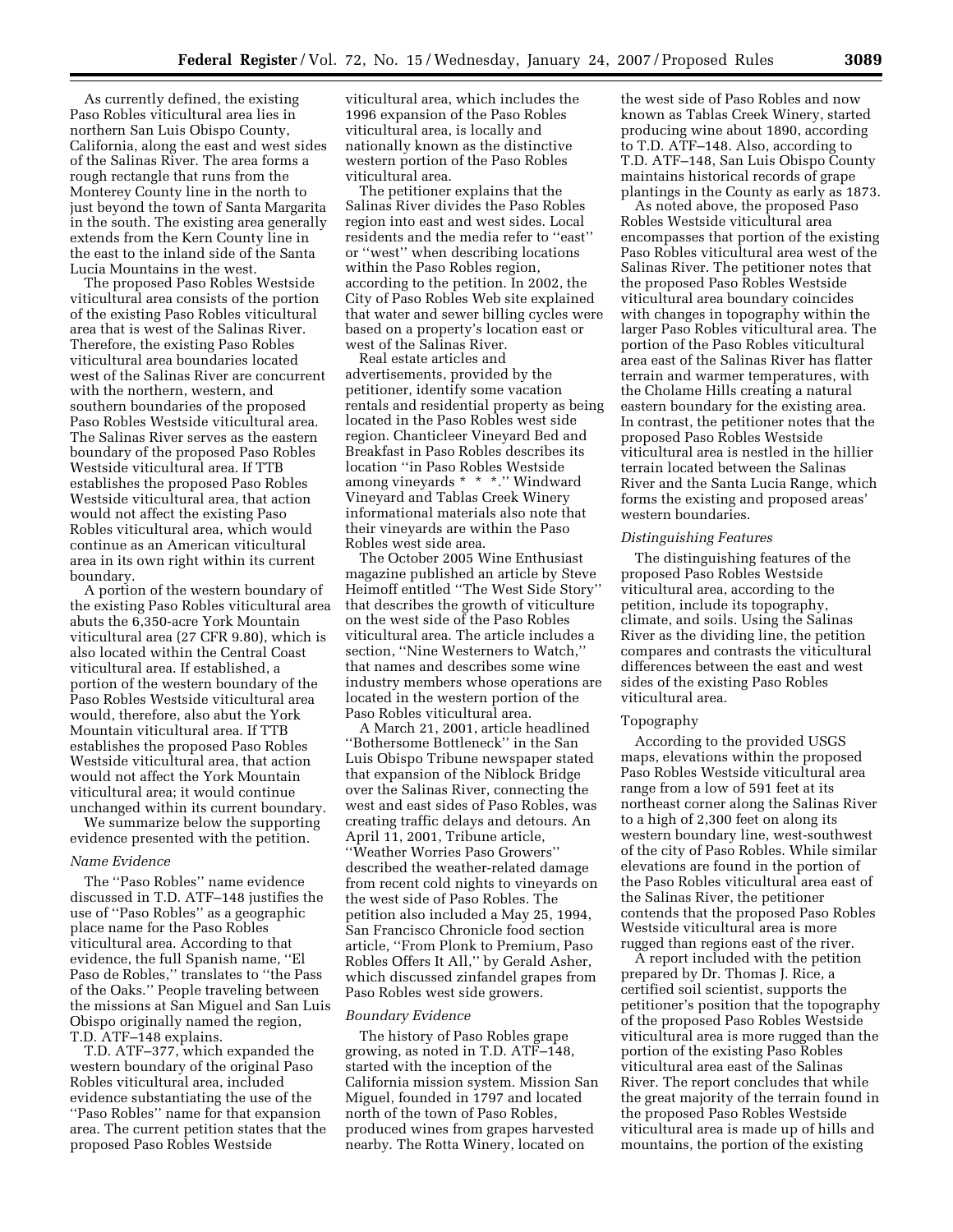As currently defined, the existing Paso Robles viticultural area lies in northern San Luis Obispo County, California, along the east and west sides of the Salinas River. The area forms a rough rectangle that runs from the Monterey County line in the north to just beyond the town of Santa Margarita in the south. The existing area generally extends from the Kern County line in the east to the inland side of the Santa Lucia Mountains in the west.

The proposed Paso Robles Westside viticultural area consists of the portion of the existing Paso Robles viticultural area that is west of the Salinas River. Therefore, the existing Paso Robles viticultural area boundaries located west of the Salinas River are concurrent with the northern, western, and southern boundaries of the proposed Paso Robles Westside viticultural area. The Salinas River serves as the eastern boundary of the proposed Paso Robles Westside viticultural area. If TTB establishes the proposed Paso Robles Westside viticultural area, that action would not affect the existing Paso Robles viticultural area, which would continue as an American viticultural area in its own right within its current boundary.

A portion of the western boundary of the existing Paso Robles viticultural area abuts the 6,350-acre York Mountain viticultural area (27 CFR 9.80), which is also located within the Central Coast viticultural area. If established, a portion of the western boundary of the Paso Robles Westside viticultural area would, therefore, also abut the York Mountain viticultural area. If TTB establishes the proposed Paso Robles Westside viticultural area, that action would not affect the York Mountain viticultural area; it would continue unchanged within its current boundary.

We summarize below the supporting evidence presented with the petition.

*Name Evidence*

The "Paso Robles" name evidence discussed in T.D. ATF–148 justifies the use of "Paso Robles" as a geographic place name for the Paso Robles viticultural area. According to that evidence, the full Spanish name, "El Paso de Robles," translates to "the Pass of the Oaks." People traveling between the missions at San Miguel and San Luis Obispo originally named the region, T.D. ATF–148 explains.

T.D. ATF–377, which expanded the western boundary of the original Paso Robles viticultural area, included evidence substantiating the use of the "Paso Robles" name for that expansion area. The current petition states that the proposed Paso Robles Westside viticultural area, which includes the 1996 expansion of the Paso Robles viticultural area, is locally and nationally known as the distinctive western portion of the Paso Robles viticultural area.

The petitioner explains that the Salinas River divides the Paso Robles region into east and west sides. Local residents and the media refer to "east" or "west" when describing locations within the Paso Robles region, according to the petition. In 2002, the City of Paso Robles Web site explained that water and sewer billing cycles were based on a property's location east or west of the Salinas River.

Real estate articles and advertisements, provided by the petitioner, identify some vacation rentals and residential property as being located in the Paso Robles west side region. Chanticleer Vineyard Bed and Breakfast in Paso Robles describes its location "in Paso Robles Westside among vineyards * * *." Windward Vineyard and Tablas Creek Winery informational materials also note that their vineyards are within the Paso Robles west side area.

The October 2005 Wine Enthusiast magazine published an article by Steve Heimoff entitled "The West Side Story" that describes the growth of viticulture on the west side of the Paso Robles viticultural area. The article includes a section, "Nine Westerners to Watch," that names and describes some wine industry members whose operations are located in the western portion of the Paso Robles viticultural area.

A March 21, 2001, article headlined "Bothersome Bottleneck" in the San Luis Obispo Tribune newspaper stated that expansion of the Niblock Bridge over the Salinas River, connecting the west and east sides of Paso Robles, was creating traffic delays and detours. An April 11, 2001, Tribune article, "Weather Worries Paso Growers" described the weather-related damage from recent cold nights to vineyards on the west side of Paso Robles. The petition also included a May 25, 1994, San Francisco Chronicle food section article, "From Plonk to Premium, Paso Robles Offers It All," by Gerald Asher, which discussed zinfandel grapes from Paso Robles west side growers.

*Boundary Evidence*

The history of Paso Robles grape growing, as noted in T.D. ATF–148, started with the inception of the California mission system. Mission San Miguel, founded in 1797 and located north of the town of Paso Robles, produced wines from grapes harvested nearby. The Rotta Winery, located on the west side of Paso Robles and now known as Tablas Creek Winery, started producing wine about 1890, according to T.D. ATF–148. Also, according to T.D. ATF–148, San Luis Obispo County maintains historical records of grape plantings in the County as early as 1873.

As noted above, the proposed Paso Robles Westside viticultural area encompasses that portion of the existing Paso Robles viticultural area west of the Salinas River. The petitioner notes that the proposed Paso Robles Westside viticultural area boundary coincides with changes in topography within the larger Paso Robles viticultural area. The portion of the Paso Robles viticultural area east of the Salinas River has flatter terrain and warmer temperatures, with the Cholame Hills creating a natural eastern boundary for the existing area. In contrast, the petitioner notes that the proposed Paso Robles Westside viticultural area is nestled in the hillier terrain located between the Salinas River and the Santa Lucia Range, which forms the existing and proposed areas' western boundaries.

*Distinguishing Features*

The distinguishing features of the proposed Paso Robles Westside viticultural area, according to the petition, include its topography, climate, and soils. Using the Salinas River as the dividing line, the petition compares and contrasts the viticultural differences between the east and west sides of the existing Paso Robles viticultural area.

Topography

According to the provided USGS maps, elevations within the proposed Paso Robles Westside viticultural area range from a low of 591 feet at its northeast corner along the Salinas River to a high of 2,300 feet on along its western boundary line, west-southwest of the city of Paso Robles. While similar elevations are found in the portion of the Paso Robles viticultural area east of the Salinas River, the petitioner contends that the proposed Paso Robles Westside viticultural area is more rugged than regions east of the river.

A report included with the petition prepared by Dr. Thomas J. Rice, a certified soil scientist, supports the petitioner's position that the topography of the proposed Paso Robles Westside viticultural area is more rugged than the portion of the existing Paso Robles viticultural area east of the Salinas River. The report concludes that while the great majority of the terrain found in the proposed Paso Robles Westside viticultural area is made up of hills and mountains, the portion of the existing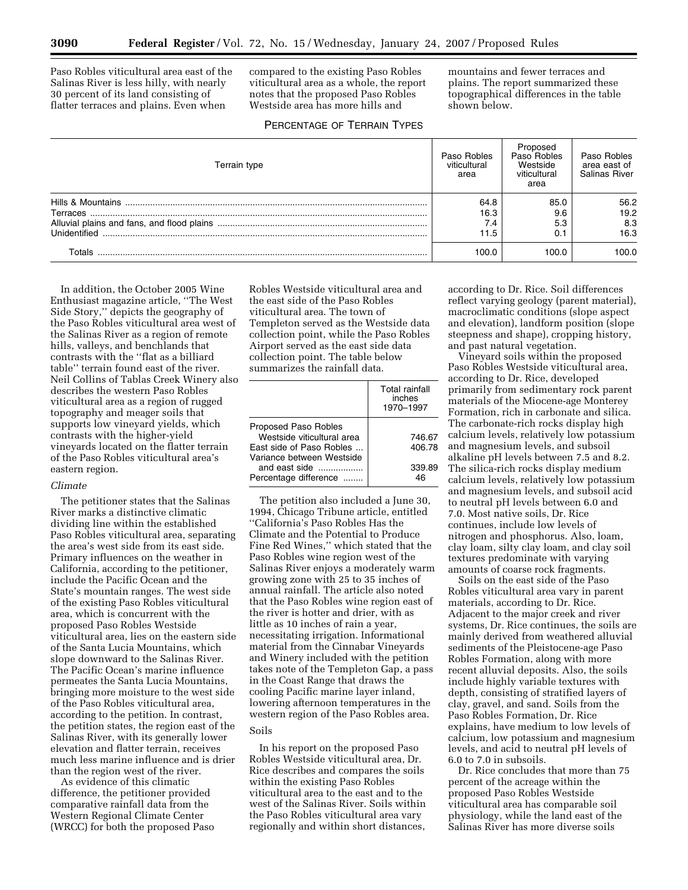Paso Robles viticultural area east of the Salinas River is less hilly, with nearly 30 percent of its land consisting of flatter terraces and plains. Even when compared to the existing Paso Robles viticultural area as a whole, the report notes that the proposed Paso Robles Westside area has more hills and mountains and fewer terraces and plains. The report summarized these topographical differences in the table shown below.

PERCENTAGE OF TERRAIN TYPES

| Terrain type | Paso Robles viticultural area | Proposed Paso Robles Westside viticultural area | Paso Robles area east of Salinas River |
|---|---|---|---|
| Hills & Mountains | 64.8 | 85.0 | 56.2 |
| Terraces | 16.3 | 9.6 | 19.2 |
| Alluvial plains and fans, and flood plains | 7.4 | 5.3 | 8.3 |
| Unidentified | 11.5 | 0.1 | 16.3 |
| Totals | 100.0 | 100.0 | 100.0 |

In addition, the October 2005 Wine Enthusiast magazine article, ''The West Side Story,'' depicts the geography of the Paso Robles viticultural area west of the Salinas River as a region of remote hills, valleys, and benchlands that contrasts with the ''flat as a billiard table'' terrain found east of the river. Neil Collins of Tablas Creek Winery also describes the western Paso Robles viticultural area as a region of rugged topography and meager soils that supports low vineyard yields, which contrasts with the higher-yield vineyards located on the flatter terrain of the Paso Robles viticultural area's eastern region.

*Climate*

The petitioner states that the Salinas River marks a distinctive climatic dividing line within the established Paso Robles viticultural area, separating the area's west side from its east side. Primary influences on the weather in California, according to the petitioner, include the Pacific Ocean and the State's mountain ranges. The west side of the existing Paso Robles viticultural area, which is concurrent with the proposed Paso Robles Westside viticultural area, lies on the eastern side of the Santa Lucia Mountains, which slope downward to the Salinas River. The Pacific Ocean's marine influence permeates the Santa Lucia Mountains, bringing more moisture to the west side of the Paso Robles viticultural area, according to the petition. In contrast, the petition states, the region east of the Salinas River, with its generally lower elevation and flatter terrain, receives much less marine influence and is drier than the region west of the river.

As evidence of this climatic difference, the petitioner provided comparative rainfall data from the Western Regional Climate Center (WRCC) for both the proposed Paso Robles Westside viticultural area and the east side of the Paso Robles viticultural area. The town of Templeton served as the Westside data collection point, while the Paso Robles Airport served as the east side data collection point. The table below summarizes the rainfall data.

| | Total rainfall inches 1970–1997 |
|---|---|
| Proposed Paso Robles Westside viticultural area | 746.67 |
| East side of Paso Robles | 406.78 |
| Variance between Westside and east side | 339.89 |
| Percentage difference | 46 |

The petition also included a June 30, 1994, Chicago Tribune article, entitled ''California's Paso Robles Has the Climate and the Potential to Produce Fine Red Wines,'' which stated that the Paso Robles wine region west of the Salinas River enjoys a moderately warm growing zone with 25 to 35 inches of annual rainfall. The article also noted that the Paso Robles wine region east of the river is hotter and drier, with as little as 10 inches of rain a year, necessitating irrigation. Informational material from the Cinnabar Vineyards and Winery included with the petition takes note of the Templeton Gap, a pass in the Coast Range that draws the cooling Pacific marine layer inland, lowering afternoon temperatures in the western region of the Paso Robles area.

Soils

In his report on the proposed Paso Robles Westside viticultural area, Dr. Rice describes and compares the soils within the existing Paso Robles viticultural area to the east and to the west of the Salinas River. Soils within the Paso Robles viticultural area vary regionally and within short distances, according to Dr. Rice. Soil differences reflect varying geology (parent material), macroclimatic conditions (slope aspect and elevation), landform position (slope steepness and shape), cropping history, and past natural vegetation.

Vineyard soils within the proposed Paso Robles Westside viticultural area, according to Dr. Rice, developed primarily from sedimentary rock parent materials of the Miocene-age Monterey Formation, rich in carbonate and silica. The carbonate-rich rocks display high calcium levels, relatively low potassium and magnesium levels, and subsoil alkaline pH levels between 7.5 and 8.2. The silica-rich rocks display medium calcium levels, relatively low potassium and magnesium levels, and subsoil acid to neutral pH levels between 6.0 and 7.0. Most native soils, Dr. Rice continues, include low levels of nitrogen and phosphorus. Also, loam, clay loam, silty clay loam, and clay soil textures predominate with varying amounts of coarse rock fragments.

Soils on the east side of the Paso Robles viticultural area vary in parent materials, according to Dr. Rice. Adjacent to the major creek and river systems, Dr. Rice continues, the soils are mainly derived from weathered alluvial sediments of the Pleistocene-age Paso Robles Formation, along with more recent alluvial deposits. Also, the soils include highly variable textures with depth, consisting of stratified layers of clay, gravel, and sand. Soils from the Paso Robles Formation, Dr. Rice explains, have medium to low levels of calcium, low potassium and magnesium levels, and acid to neutral pH levels of 6.0 to 7.0 in subsoils.

Dr. Rice concludes that more than 75 percent of the acreage within the proposed Paso Robles Westside viticultural area has comparable soil physiology, while the land east of the Salinas River has more diverse soils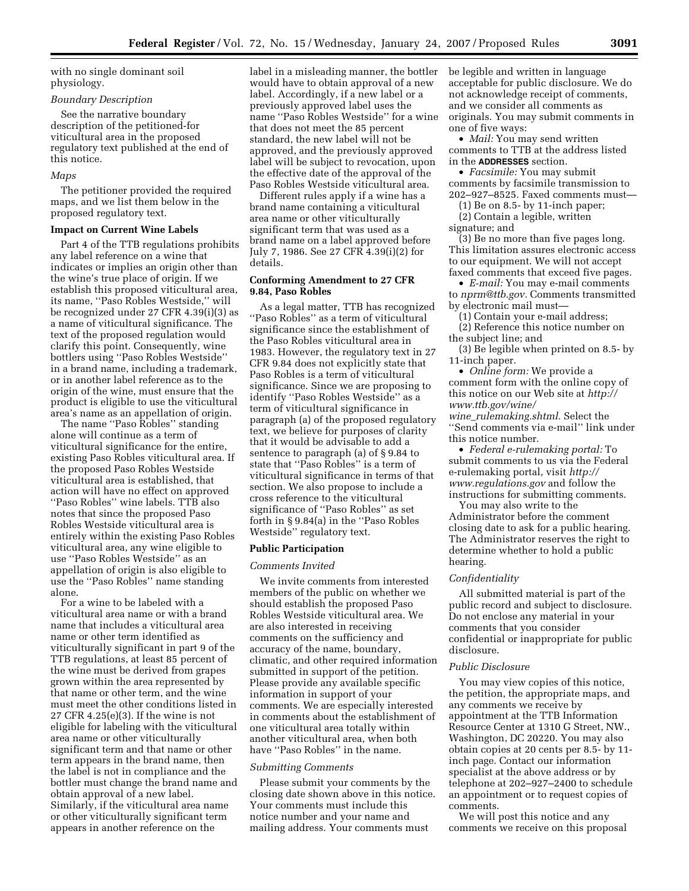with no single dominant soil physiology.

*Boundary Description*

See the narrative boundary description of the petitioned-for viticultural area in the proposed regulatory text published at the end of this notice.

*Maps*

The petitioner provided the required maps, and we list them below in the proposed regulatory text.

**Impact on Current Wine Labels**

Part 4 of the TTB regulations prohibits any label reference on a wine that indicates or implies an origin other than the wine's true place of origin. If we establish this proposed viticultural area, its name, "Paso Robles Westside," will be recognized under 27 CFR 4.39(i)(3) as a name of viticultural significance. The text of the proposed regulation would clarify this point. Consequently, wine bottlers using "Paso Robles Westside" in a brand name, including a trademark, or in another label reference as to the origin of the wine, must ensure that the product is eligible to use the viticultural area's name as an appellation of origin.

The name "Paso Robles" standing alone will continue as a term of viticultural significance for the entire, existing Paso Robles viticultural area. If the proposed Paso Robles Westside viticultural area is established, that action will have no effect on approved "Paso Robles" wine labels. TTB also notes that since the proposed Paso Robles Westside viticultural area is entirely within the existing Paso Robles viticultural area, any wine eligible to use "Paso Robles Westside" as an appellation of origin is also eligible to use the "Paso Robles" name standing alone.

For a wine to be labeled with a viticultural area name or with a brand name that includes a viticultural area name or other term identified as viticulturally significant in part 9 of the TTB regulations, at least 85 percent of the wine must be derived from grapes grown within the area represented by that name or other term, and the wine must meet the other conditions listed in 27 CFR 4.25(e)(3). If the wine is not eligible for labeling with the viticultural area name or other viticulturally significant term and that name or other term appears in the brand name, then the label is not in compliance and the bottler must change the brand name and obtain approval of a new label. Similarly, if the viticultural area name or other viticulturally significant term appears in another reference on the label in a misleading manner, the bottler would have to obtain approval of a new label. Accordingly, if a new label or a previously approved label uses the name "Paso Robles Westside" for a wine that does not meet the 85 percent standard, the new label will not be approved, and the previously approved label will be subject to revocation, upon the effective date of the approval of the Paso Robles Westside viticultural area.

Different rules apply if a wine has a brand name containing a viticultural area name or other viticulturally significant term that was used as a brand name on a label approved before July 7, 1986. See 27 CFR 4.39(i)(2) for details.

**Conforming Amendment to 27 CFR 9.84, Paso Robles**

As a legal matter, TTB has recognized "Paso Robles" as a term of viticultural significance since the establishment of the Paso Robles viticultural area in 1983. However, the regulatory text in 27 CFR 9.84 does not explicitly state that Paso Robles is a term of viticultural significance. Since we are proposing to identify "Paso Robles Westside" as a term of viticultural significance in paragraph (a) of the proposed regulatory text, we believe for purposes of clarity that it would be advisable to add a sentence to paragraph (a) of § 9.84 to state that "Paso Robles" is a term of viticultural significance in terms of that section. We also propose to include a cross reference to the viticultural significance of "Paso Robles" as set forth in § 9.84(a) in the "Paso Robles Westside" regulatory text.

**Public Participation**

*Comments Invited*

We invite comments from interested members of the public on whether we should establish the proposed Paso Robles Westside viticultural area. We are also interested in receiving comments on the sufficiency and accuracy of the name, boundary, climatic, and other required information submitted in support of the petition. Please provide any available specific information in support of your comments. We are especially interested in comments about the establishment of one viticultural area totally within another viticultural area, when both have "Paso Robles" in the name.

*Submitting Comments*

Please submit your comments by the closing date shown above in this notice. Your comments must include this notice number and your name and mailing address. Your comments must be legible and written in language acceptable for public disclosure. We do not acknowledge receipt of comments, and we consider all comments as originals. You may submit comments in one of five ways:

• *Mail:* You may send written comments to TTB at the address listed in the **ADDRESSES** section.

• *Facsimile:* You may submit comments by facsimile transmission to 202–927–8525. Faxed comments must—

(1) Be on 8.5- by 11-inch paper;

(2) Contain a legible, written signature; and

(3) Be no more than five pages long. This limitation assures electronic access to our equipment. We will not accept faxed comments that exceed five pages.

• *E-mail:* You may e-mail comments to *nprm@ttb.gov.* Comments transmitted by electronic mail must—

(1) Contain your e-mail address;

(2) Reference this notice number on the subject line; and

(3) Be legible when printed on 8.5- by 11-inch paper.

• *Online form:* We provide a comment form with the online copy of this notice on our Web site at *http://www.ttb.gov/wine/wine_rulemaking.shtml.* Select the "Send comments via e-mail" link under this notice number.

• *Federal e-rulemaking portal:* To submit comments to us via the Federal e-rulemaking portal, visit *http://www.regulations.gov* and follow the instructions for submitting comments.

You may also write to the Administrator before the comment closing date to ask for a public hearing. The Administrator reserves the right to determine whether to hold a public hearing.

*Confidentiality*

All submitted material is part of the public record and subject to disclosure. Do not enclose any material in your comments that you consider confidential or inappropriate for public disclosure.

*Public Disclosure*

You may view copies of this notice, the petition, the appropriate maps, and any comments we receive by appointment at the TTB Information Resource Center at 1310 G Street, NW., Washington, DC 20220. You may also obtain copies at 20 cents per 8.5- by 11-inch page. Contact our information specialist at the above address or by telephone at 202–927–2400 to schedule an appointment or to request copies of comments.

We will post this notice and any comments we receive on this proposal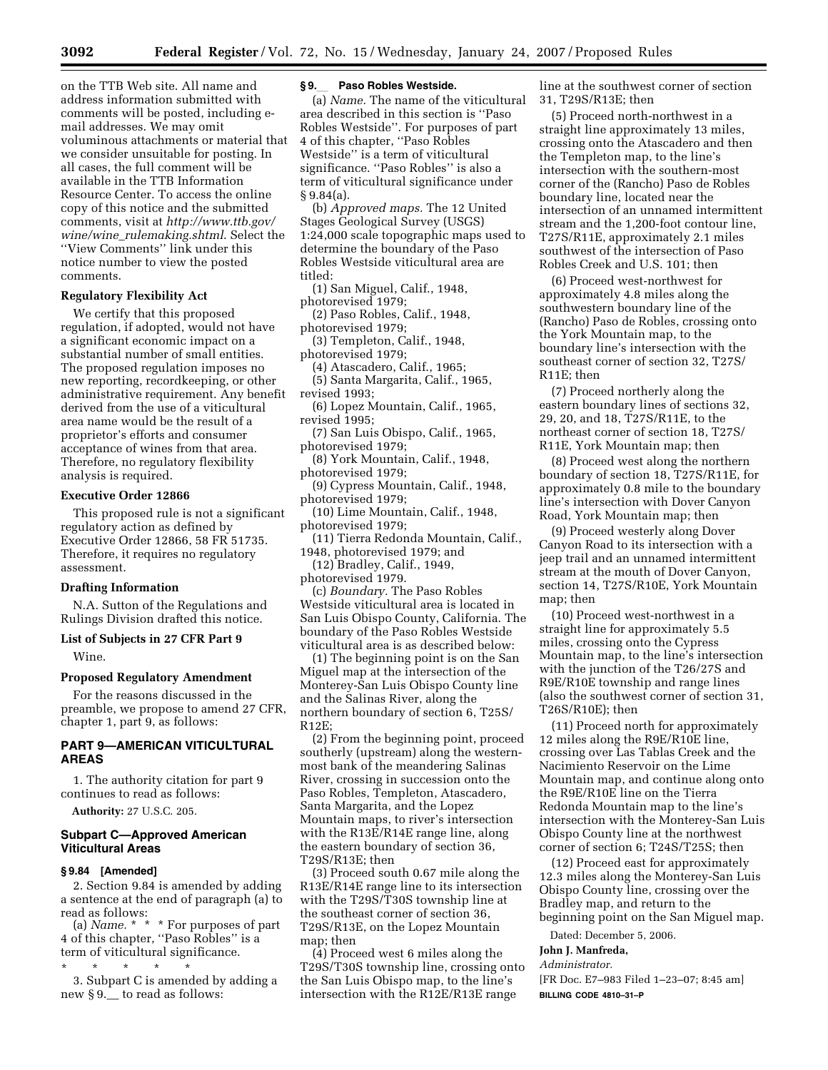on the TTB Web site. All name and address information submitted with comments will be posted, including e-mail addresses. We may omit voluminous attachments or material that we consider unsuitable for posting. In all cases, the full comment will be available in the TTB Information Resource Center. To access the online copy of this notice and the submitted comments, visit at *http://www.ttb.gov/wine/wine_rulemaking.shtml*. Select the ''View Comments'' link under this notice number to view the posted comments.

### Regulatory Flexibility Act

We certify that this proposed regulation, if adopted, would not have a significant economic impact on a substantial number of small entities. The proposed regulation imposes no new reporting, recordkeeping, or other administrative requirement. Any benefit derived from the use of a viticultural area name would be the result of a proprietor's efforts and consumer acceptance of wines from that area. Therefore, no regulatory flexibility analysis is required.

### Executive Order 12866

This proposed rule is not a significant regulatory action as defined by Executive Order 12866, 58 FR 51735. Therefore, it requires no regulatory assessment.

### Drafting Information

N.A. Sutton of the Regulations and Rulings Division drafted this notice.

### List of Subjects in 27 CFR Part 9

Wine.

### Proposed Regulatory Amendment

For the reasons discussed in the preamble, we propose to amend 27 CFR, chapter 1, part 9, as follows:

## PART 9—AMERICAN VITICULTURAL AREAS

1. The authority citation for part 9 continues to read as follows:

**Authority:** 27 U.S.C. 205.

### Subpart C—Approved American Viticultural Areas

**§ 9.84 [Amended]**

2. Section 9.84 is amended by adding a sentence at the end of paragraph (a) to read as follows:

(a) *Name.* * * * For purposes of part 4 of this chapter, ''Paso Robles'' is a term of viticultural significance.

\* \* \* \* \*

3. Subpart C is amended by adding a new § 9.__ to read as follows:

**§ 9.__ Paso Robles Westside.**

(a) *Name.* The name of the viticultural area described in this section is ''Paso Robles Westside''. For purposes of part 4 of this chapter, ''Paso Robles Westside'' is a term of viticultural significance. ''Paso Robles'' is also a term of viticultural significance under § 9.84(a).

(b) *Approved maps.* The 12 United Stages Geological Survey (USGS) 1:24,000 scale topographic maps used to determine the boundary of the Paso Robles Westside viticultural area are titled:

(1) San Miguel, Calif., 1948, photorevised 1979;

(2) Paso Robles, Calif., 1948, photorevised 1979;

(3) Templeton, Calif., 1948, photorevised 1979;

(4) Atascadero, Calif., 1965;

(5) Santa Margarita, Calif., 1965, revised 1993;

(6) Lopez Mountain, Calif., 1965, revised 1995;

(7) San Luis Obispo, Calif., 1965, photorevised 1979;

(8) York Mountain, Calif., 1948, photorevised 1979;

(9) Cypress Mountain, Calif., 1948, photorevised 1979;

(10) Lime Mountain, Calif., 1948, photorevised 1979;

(11) Tierra Redonda Mountain, Calif., 1948, photorevised 1979; and

(12) Bradley, Calif., 1949, photorevised 1979.

(c) *Boundary.* The Paso Robles Westside viticultural area is located in San Luis Obispo County, California. The boundary of the Paso Robles Westside viticultural area is as described below:

(1) The beginning point is on the San Miguel map at the intersection of the Monterey-San Luis Obispo County line and the Salinas River, along the northern boundary of section 6, T25S/R12E;

(2) From the beginning point, proceed southerly (upstream) along the western-most bank of the meandering Salinas River, crossing in succession onto the Paso Robles, Templeton, Atascadero, Santa Margarita, and the Lopez Mountain maps, to river's intersection with the R13E/R14E range line, along the eastern boundary of section 36, T29S/R13E; then

(3) Proceed south 0.67 mile along the R13E/R14E range line to its intersection with the T29S/T30S township line at the southeast corner of section 36, T29S/R13E, on the Lopez Mountain map; then

(4) Proceed west 6 miles along the T29S/T30S township line, crossing onto the San Luis Obispo map, to the line's intersection with the R12E/R13E range line at the southwest corner of section 31, T29S/R13E; then

(5) Proceed north-northwest in a straight line approximately 13 miles, crossing onto the Atascadero and then the Templeton map, to the line's intersection with the southern-most corner of the (Rancho) Paso de Robles boundary line, located near the intersection of an unnamed intermittent stream and the 1,200-foot contour line, T27S/R11E, approximately 2.1 miles southwest of the intersection of Paso Robles Creek and U.S. 101; then

(6) Proceed west-northwest for approximately 4.8 miles along the southwestern boundary line of the (Rancho) Paso de Robles, crossing onto the York Mountain map, to the boundary line's intersection with the southeast corner of section 32, T27S/R11E; then

(7) Proceed northerly along the eastern boundary lines of sections 32, 29, 20, and 18, T27S/R11E, to the northeast corner of section 18, T27S/R11E, York Mountain map; then

(8) Proceed west along the northern boundary of section 18, T27S/R11E, for approximately 0.8 mile to the boundary line's intersection with Dover Canyon Road, York Mountain map; then

(9) Proceed westerly along Dover Canyon Road to its intersection with a jeep trail and an unnamed intermittent stream at the mouth of Dover Canyon, section 14, T27S/R10E, York Mountain map; then

(10) Proceed west-northwest in a straight line for approximately 5.5 miles, crossing onto the Cypress Mountain map, to the line's intersection with the junction of the T26/27S and R9E/R10E township and range lines (also the southwest corner of section 31, T26S/R10E); then

(11) Proceed north for approximately 12 miles along the R9E/R10E line, crossing over Las Tablas Creek and the Nacimiento Reservoir on the Lime Mountain map, and continue along onto the R9E/R10E line on the Tierra Redonda Mountain map to the line's intersection with the Monterey-San Luis Obispo County line at the northwest corner of section 6; T24S/T25S; then

(12) Proceed east for approximately 12.3 miles along the Monterey-San Luis Obispo County line, crossing over the Bradley map, and return to the beginning point on the San Miguel map.

Dated: December 5, 2006.

**John J. Manfreda,**

*Administrator.*

[FR Doc. E7–983 Filed 1–23–07; 8:45 am]

**BILLING CODE 4810–31–P**